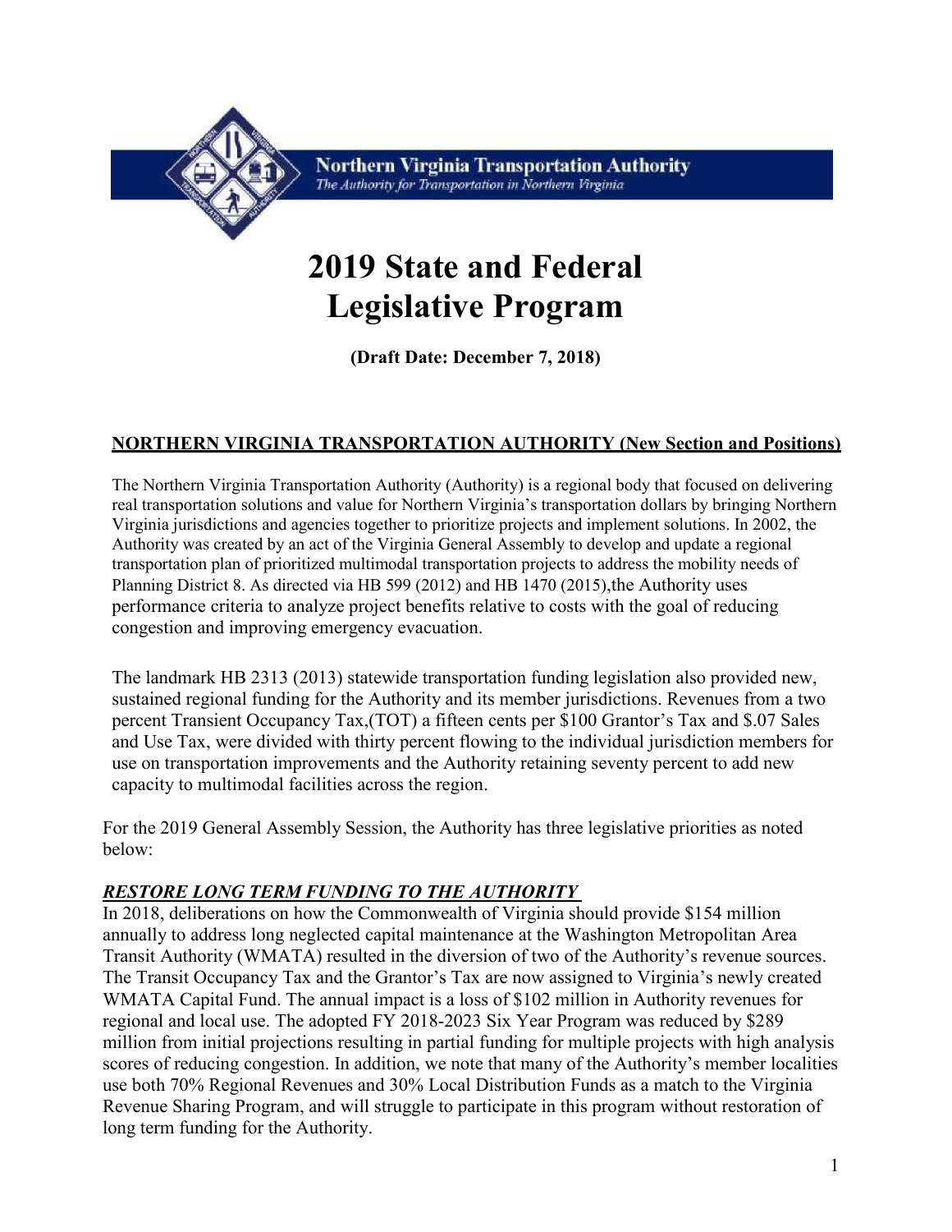Northern Virginia Transportation Authority

*The Authority for Transportation in Northern Virginia*

# 2019 State and Federal Legislative Program

**(Draft Date: December 7, 2018)**

## NORTHERN VIRGINIA TRANSPORTATION AUTHORITY (New Section and Positions)

The Northern Virginia Transportation Authority (Authority) is a regional body that focused on delivering real transportation solutions and value for Northern Virginia's transportation dollars by bringing Northern Virginia jurisdictions and agencies together to prioritize projects and implement solutions. In 2002, the Authority was created by an act of the Virginia General Assembly to develop and update a regional transportation plan of prioritized multimodal transportation projects to address the mobility needs of Planning District 8. As directed via HB 599 (2012) and HB 1470 (2015),the Authority uses performance criteria to analyze project benefits relative to costs with the goal of reducing congestion and improving emergency evacuation.

The landmark HB 2313 (2013) statewide transportation funding legislation also provided new, sustained regional funding for the Authority and its member jurisdictions. Revenues from a two percent Transient Occupancy Tax,(TOT) a fifteen cents per $100 Grantor's Tax and $.07 Sales and Use Tax, were divided with thirty percent flowing to the individual jurisdiction members for use on transportation improvements and the Authority retaining seventy percent to add new capacity to multimodal facilities across the region.

For the 2019 General Assembly Session, the Authority has three legislative priorities as noted below:

### *RESTORE LONG TERM FUNDING TO THE AUTHORITY*

In 2018, deliberations on how the Commonwealth of Virginia should provide $154 million annually to address long neglected capital maintenance at the Washington Metropolitan Area Transit Authority (WMATA) resulted in the diversion of two of the Authority's revenue sources. The Transit Occupancy Tax and the Grantor's Tax are now assigned to Virginia's newly created WMATA Capital Fund. The annual impact is a loss of $102 million in Authority revenues for regional and local use. The adopted FY 2018-2023 Six Year Program was reduced by $289 million from initial projections resulting in partial funding for multiple projects with high analysis scores of reducing congestion. In addition, we note that many of the Authority's member localities use both 70% Regional Revenues and 30% Local Distribution Funds as a match to the Virginia Revenue Sharing Program, and will struggle to participate in this program without restoration of long term funding for the Authority.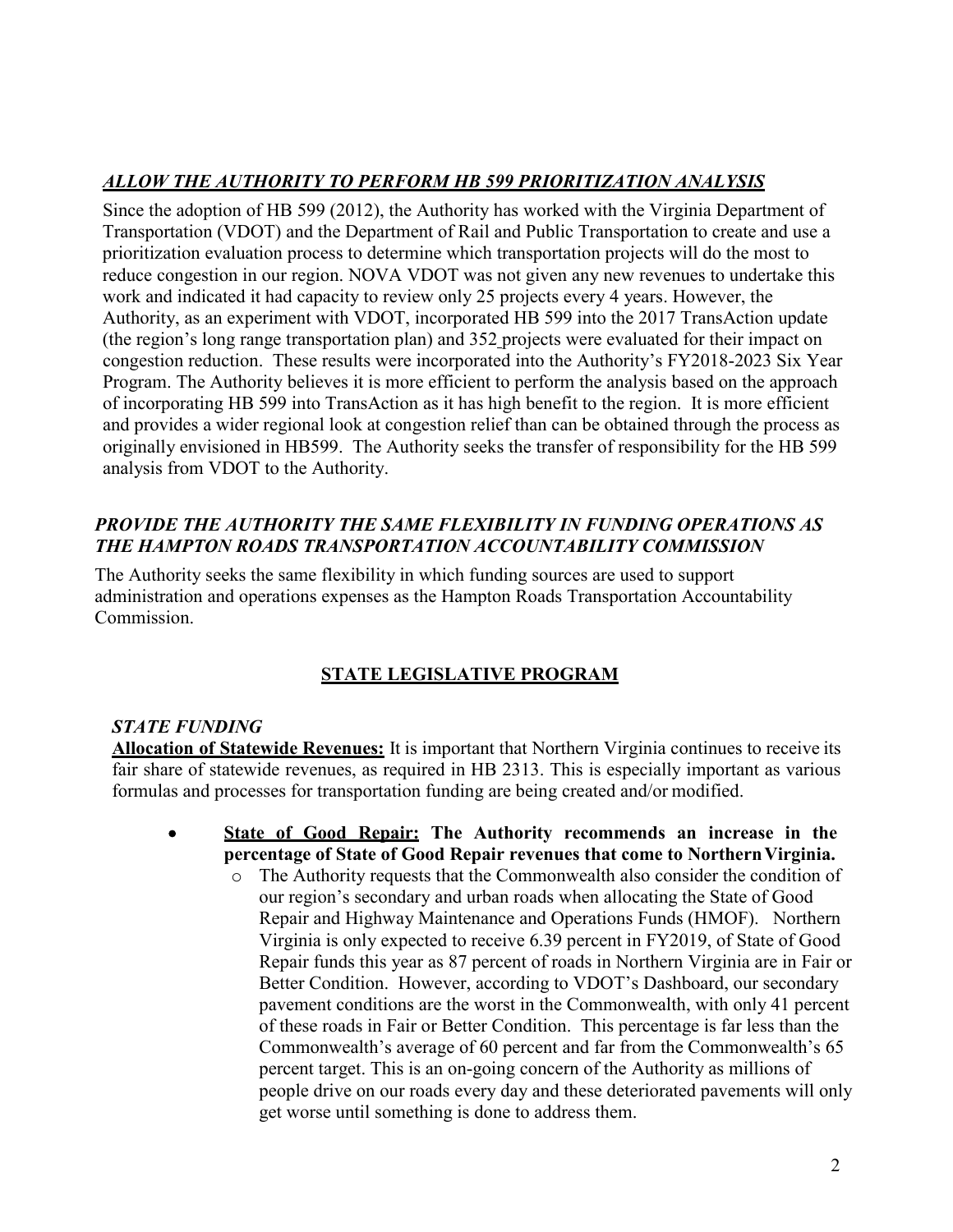### *ALLOW THE AUTHORITY TO PERFORM HB 599 PRIORITIZATION ANALYSIS*

Since the adoption of HB 599 (2012), the Authority has worked with the Virginia Department of Transportation (VDOT) and the Department of Rail and Public Transportation to create and use a prioritization evaluation process to determine which transportation projects will do the most to reduce congestion in our region. NOVA VDOT was not given any new revenues to undertake this work and indicated it had capacity to review only 25 projects every 4 years. However, the Authority, as an experiment with VDOT, incorporated HB 599 into the 2017 TransAction update (the region's long range transportation plan) and 352 projects were evaluated for their impact on congestion reduction. These results were incorporated into the Authority's FY2018-2023 Six Year Program. The Authority believes it is more efficient to perform the analysis based on the approach of incorporating HB 599 into TransAction as it has high benefit to the region. It is more efficient and provides a wider regional look at congestion relief than can be obtained through the process as originally envisioned in HB599. The Authority seeks the transfer of responsibility for the HB 599 analysis from VDOT to the Authority.

### *PROVIDE THE AUTHORITY THE SAME FLEXIBILITY IN FUNDING OPERATIONS AS THE HAMPTON ROADS TRANSPORTATION ACCOUNTABILITY COMMISSION*

The Authority seeks the same flexibility in which funding sources are used to support administration and operations expenses as the Hampton Roads Transportation Accountability Commission.

## STATE LEGISLATIVE PROGRAM

### *STATE FUNDING*

**Allocation of Statewide Revenues:** It is important that Northern Virginia continues to receive its fair share of statewide revenues, as required in HB 2313. This is especially important as various formulas and processes for transportation funding are being created and/or modified.

- **State of Good Repair: The Authority recommends an increase in the percentage of State of Good Repair revenues that come to Northern Virginia.**
  - The Authority requests that the Commonwealth also consider the condition of our region's secondary and urban roads when allocating the State of Good Repair and Highway Maintenance and Operations Funds (HMOF). Northern Virginia is only expected to receive 6.39 percent in FY2019, of State of Good Repair funds this year as 87 percent of roads in Northern Virginia are in Fair or Better Condition. However, according to VDOT's Dashboard, our secondary pavement conditions are the worst in the Commonwealth, with only 41 percent of these roads in Fair or Better Condition. This percentage is far less than the Commonwealth's average of 60 percent and far from the Commonwealth's 65 percent target. This is an on-going concern of the Authority as millions of people drive on our roads every day and these deteriorated pavements will only get worse until something is done to address them.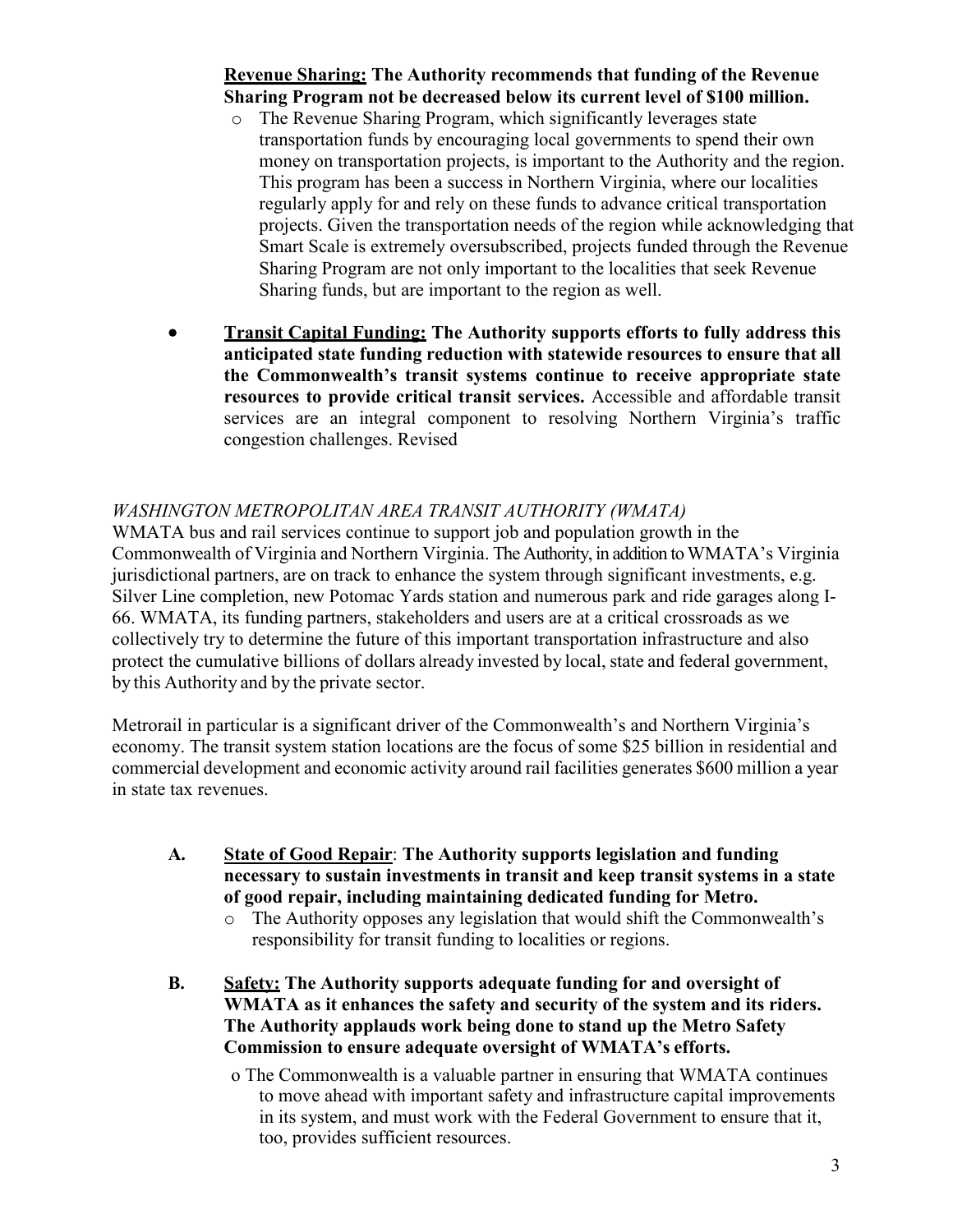**Revenue Sharing: The Authority recommends that funding of the Revenue Sharing Program not be decreased below its current level of $100 million.**

- The Revenue Sharing Program, which significantly leverages state transportation funds by encouraging local governments to spend their own money on transportation projects, is important to the Authority and the region. This program has been a success in Northern Virginia, where our localities regularly apply for and rely on these funds to advance critical transportation projects. Given the transportation needs of the region while acknowledging that Smart Scale is extremely oversubscribed, projects funded through the Revenue Sharing Program are not only important to the localities that seek Revenue Sharing funds, but are important to the region as well.

- **Transit Capital Funding: The Authority supports efforts to fully address this anticipated state funding reduction with statewide resources to ensure that all the Commonwealth's transit systems continue to receive appropriate state resources to provide critical transit services.** Accessible and affordable transit services are an integral component to resolving Northern Virginia's traffic congestion challenges. Revised

*WASHINGTON METROPOLITAN AREA TRANSIT AUTHORITY (WMATA)*

WMATA bus and rail services continue to support job and population growth in the Commonwealth of Virginia and Northern Virginia. The Authority, in addition to WMATA's Virginia jurisdictional partners, are on track to enhance the system through significant investments, e.g. Silver Line completion, new Potomac Yards station and numerous park and ride garages along I-66. WMATA, its funding partners, stakeholders and users are at a critical crossroads as we collectively try to determine the future of this important transportation infrastructure and also protect the cumulative billions of dollars already invested by local, state and federal government, by this Authority and by the private sector.

Metrorail in particular is a significant driver of the Commonwealth's and Northern Virginia's economy. The transit system station locations are the focus of some $25 billion in residential and commercial development and economic activity around rail facilities generates $600 million a year in state tax revenues.

**A. State of Good Repair: The Authority supports legislation and funding necessary to sustain investments in transit and keep transit systems in a state of good repair, including maintaining dedicated funding for Metro.**

- The Authority opposes any legislation that would shift the Commonwealth's responsibility for transit funding to localities or regions.

**B. Safety: The Authority supports adequate funding for and oversight of WMATA as it enhances the safety and security of the system and its riders. The Authority applauds work being done to stand up the Metro Safety Commission to ensure adequate oversight of WMATA's efforts.**

- The Commonwealth is a valuable partner in ensuring that WMATA continues to move ahead with important safety and infrastructure capital improvements in its system, and must work with the Federal Government to ensure that it, too, provides sufficient resources.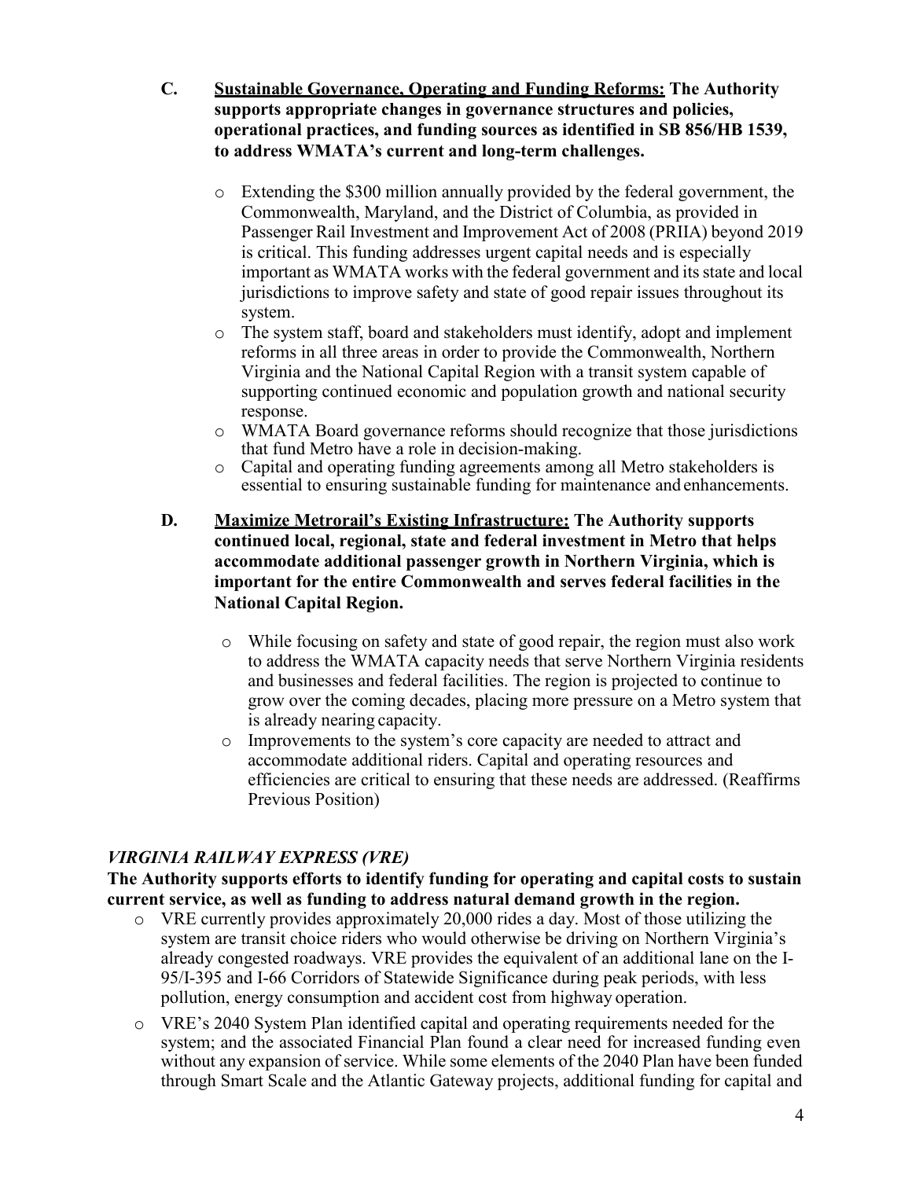**C. <u>Sustainable Governance, Operating and Funding Reforms:</u> The Authority supports appropriate changes in governance structures and policies, operational practices, and funding sources as identified in SB 856/HB 1539, to address WMATA's current and long-term challenges.**

- Extending the $300 million annually provided by the federal government, the Commonwealth, Maryland, and the District of Columbia, as provided in Passenger Rail Investment and Improvement Act of 2008 (PRIIA) beyond 2019 is critical. This funding addresses urgent capital needs and is especially important as WMATA works with the federal government and its state and local jurisdictions to improve safety and state of good repair issues throughout its system.
- The system staff, board and stakeholders must identify, adopt and implement reforms in all three areas in order to provide the Commonwealth, Northern Virginia and the National Capital Region with a transit system capable of supporting continued economic and population growth and national security response.
- WMATA Board governance reforms should recognize that those jurisdictions that fund Metro have a role in decision-making.
- Capital and operating funding agreements among all Metro stakeholders is essential to ensuring sustainable funding for maintenance and enhancements.

**D. <u>Maximize Metrorail's Existing Infrastructure:</u> The Authority supports continued local, regional, state and federal investment in Metro that helps accommodate additional passenger growth in Northern Virginia, which is important for the entire Commonwealth and serves federal facilities in the National Capital Region.**

- While focusing on safety and state of good repair, the region must also work to address the WMATA capacity needs that serve Northern Virginia residents and businesses and federal facilities. The region is projected to continue to grow over the coming decades, placing more pressure on a Metro system that is already nearing capacity.
- Improvements to the system's core capacity are needed to attract and accommodate additional riders. Capital and operating resources and efficiencies are critical to ensuring that these needs are addressed. (Reaffirms Previous Position)

### *VIRGINIA RAILWAY EXPRESS (VRE)*

**The Authority supports efforts to identify funding for operating and capital costs to sustain current service, as well as funding to address natural demand growth in the region.**

- VRE currently provides approximately 20,000 rides a day. Most of those utilizing the system are transit choice riders who would otherwise be driving on Northern Virginia's already congested roadways. VRE provides the equivalent of an additional lane on the I-95/I-395 and I-66 Corridors of Statewide Significance during peak periods, with less pollution, energy consumption and accident cost from highway operation.
- VRE's 2040 System Plan identified capital and operating requirements needed for the system; and the associated Financial Plan found a clear need for increased funding even without any expansion of service. While some elements of the 2040 Plan have been funded through Smart Scale and the Atlantic Gateway projects, additional funding for capital and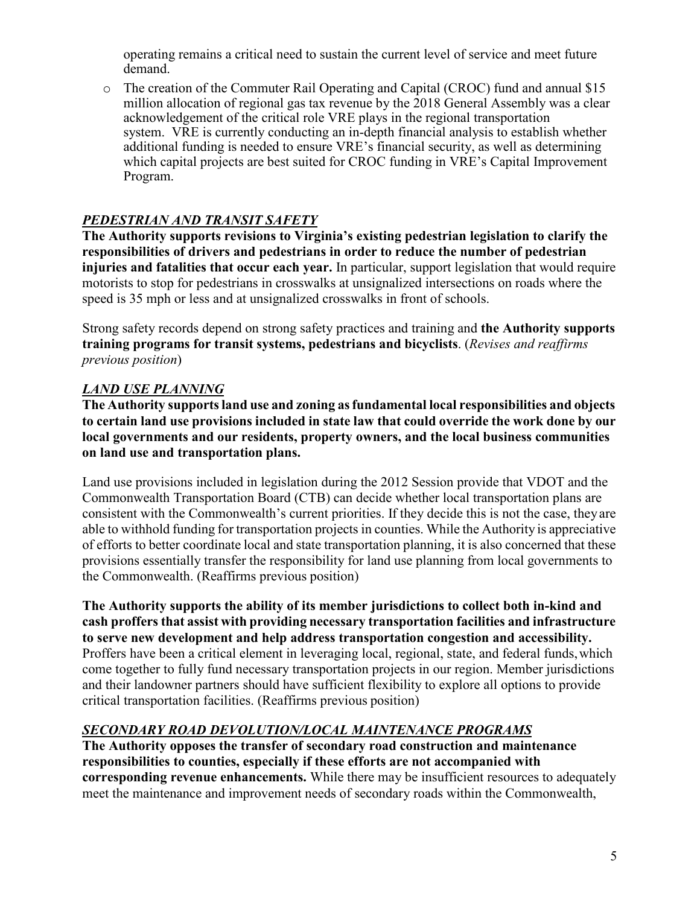operating remains a critical need to sustain the current level of service and meet future demand.

- The creation of the Commuter Rail Operating and Capital (CROC) fund and annual $15 million allocation of regional gas tax revenue by the 2018 General Assembly was a clear acknowledgement of the critical role VRE plays in the regional transportation system. VRE is currently conducting an in-depth financial analysis to establish whether additional funding is needed to ensure VRE's financial security, as well as determining which capital projects are best suited for CROC funding in VRE's Capital Improvement Program.

### ***PEDESTRIAN AND TRANSIT SAFETY***

**The Authority supports revisions to Virginia's existing pedestrian legislation to clarify the responsibilities of drivers and pedestrians in order to reduce the number of pedestrian injuries and fatalities that occur each year.** In particular, support legislation that would require motorists to stop for pedestrians in crosswalks at unsignalized intersections on roads where the speed is 35 mph or less and at unsignalized crosswalks in front of schools.

Strong safety records depend on strong safety practices and training and **the Authority supports training programs for transit systems, pedestrians and bicyclists**. (*Revises and reaffirms previous position*)

### ***LAND USE PLANNING***

**The Authority supports land use and zoning as fundamental local responsibilities and objects to certain land use provisions included in state law that could override the work done by our local governments and our residents, property owners, and the local business communities on land use and transportation plans.**

Land use provisions included in legislation during the 2012 Session provide that VDOT and the Commonwealth Transportation Board (CTB) can decide whether local transportation plans are consistent with the Commonwealth's current priorities. If they decide this is not the case, they are able to withhold funding for transportation projects in counties. While the Authority is appreciative of efforts to better coordinate local and state transportation planning, it is also concerned that these provisions essentially transfer the responsibility for land use planning from local governments to the Commonwealth. (Reaffirms previous position)

**The Authority supports the ability of its member jurisdictions to collect both in-kind and cash proffers that assist with providing necessary transportation facilities and infrastructure to serve new development and help address transportation congestion and accessibility.** Proffers have been a critical element in leveraging local, regional, state, and federal funds, which come together to fully fund necessary transportation projects in our region. Member jurisdictions and their landowner partners should have sufficient flexibility to explore all options to provide critical transportation facilities. (Reaffirms previous position)

### ***SECONDARY ROAD DEVOLUTION/LOCAL MAINTENANCE PROGRAMS***

**The Authority opposes the transfer of secondary road construction and maintenance responsibilities to counties, especially if these efforts are not accompanied with corresponding revenue enhancements.** While there may be insufficient resources to adequately meet the maintenance and improvement needs of secondary roads within the Commonwealth,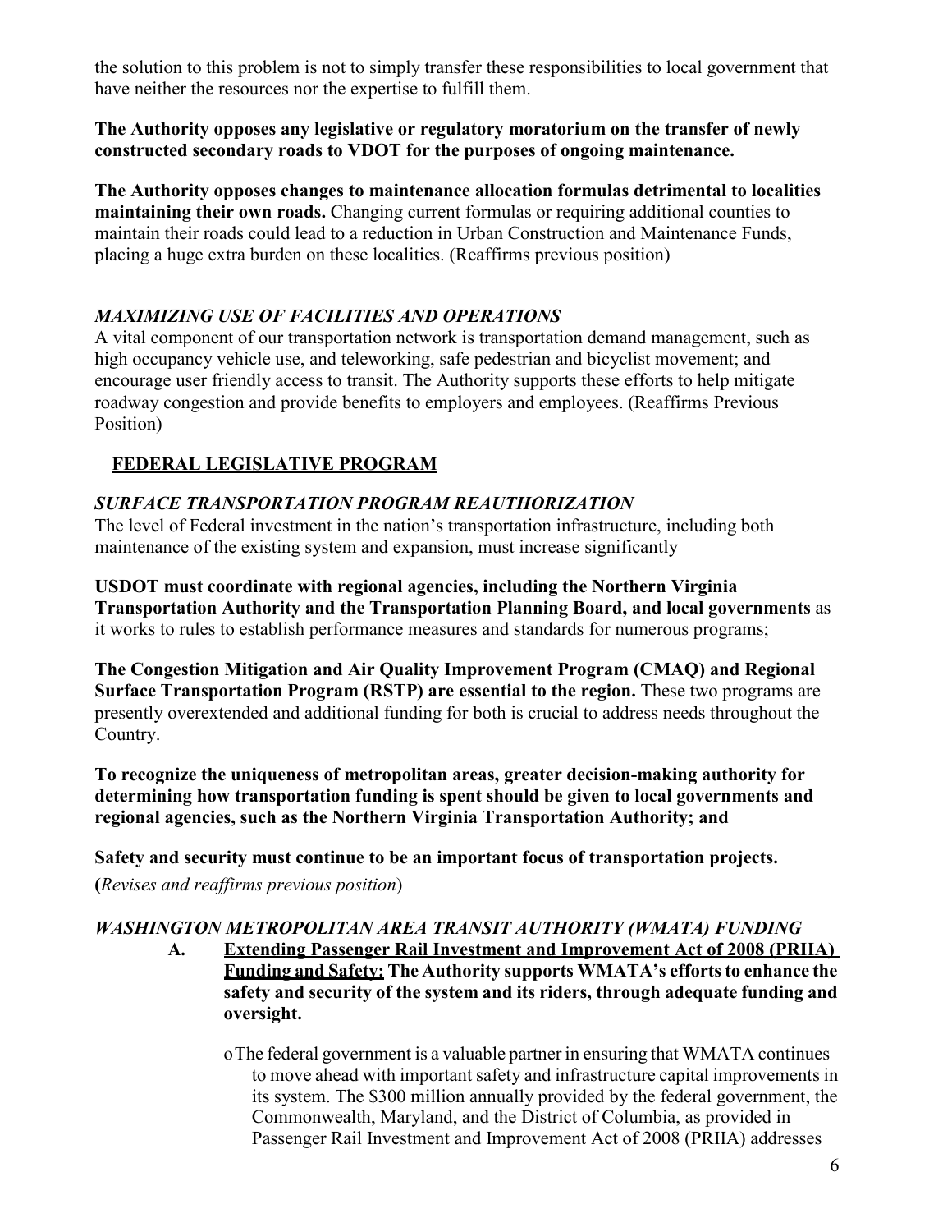the solution to this problem is not to simply transfer these responsibilities to local government that have neither the resources nor the expertise to fulfill them.

**The Authority opposes any legislative or regulatory moratorium on the transfer of newly constructed secondary roads to VDOT for the purposes of ongoing maintenance.**

**The Authority opposes changes to maintenance allocation formulas detrimental to localities maintaining their own roads.** Changing current formulas or requiring additional counties to maintain their roads could lead to a reduction in Urban Construction and Maintenance Funds, placing a huge extra burden on these localities. (Reaffirms previous position)

### *MAXIMIZING USE OF FACILITIES AND OPERATIONS*

A vital component of our transportation network is transportation demand management, such as high occupancy vehicle use, and teleworking, safe pedestrian and bicyclist movement; and encourage user friendly access to transit. The Authority supports these efforts to help mitigate roadway congestion and provide benefits to employers and employees. (Reaffirms Previous Position)

## **FEDERAL LEGISLATIVE PROGRAM**

### *SURFACE TRANSPORTATION PROGRAM REAUTHORIZATION*

The level of Federal investment in the nation's transportation infrastructure, including both maintenance of the existing system and expansion, must increase significantly

**USDOT must coordinate with regional agencies, including the Northern Virginia Transportation Authority and the Transportation Planning Board, and local governments** as it works to rules to establish performance measures and standards for numerous programs;

**The Congestion Mitigation and Air Quality Improvement Program (CMAQ) and Regional Surface Transportation Program (RSTP) are essential to the region.** These two programs are presently overextended and additional funding for both is crucial to address needs throughout the Country.

**To recognize the uniqueness of metropolitan areas, greater decision-making authority for determining how transportation funding is spent should be given to local governments and regional agencies, such as the Northern Virginia Transportation Authority; and**

**Safety and security must continue to be an important focus of transportation projects.**

**(***Revises and reaffirms previous position*)

### *WASHINGTON METROPOLITAN AREA TRANSIT AUTHORITY (WMATA) FUNDING*

**A. <u>Extending Passenger Rail Investment and Improvement Act of 2008 (PRIIA) Funding and Safety:</u> The Authority supports WMATA's efforts to enhance the safety and security of the system and its riders, through adequate funding and oversight.**

- The federal government is a valuable partner in ensuring that WMATA continues to move ahead with important safety and infrastructure capital improvements in its system. The $300 million annually provided by the federal government, the Commonwealth, Maryland, and the District of Columbia, as provided in Passenger Rail Investment and Improvement Act of 2008 (PRIIA) addresses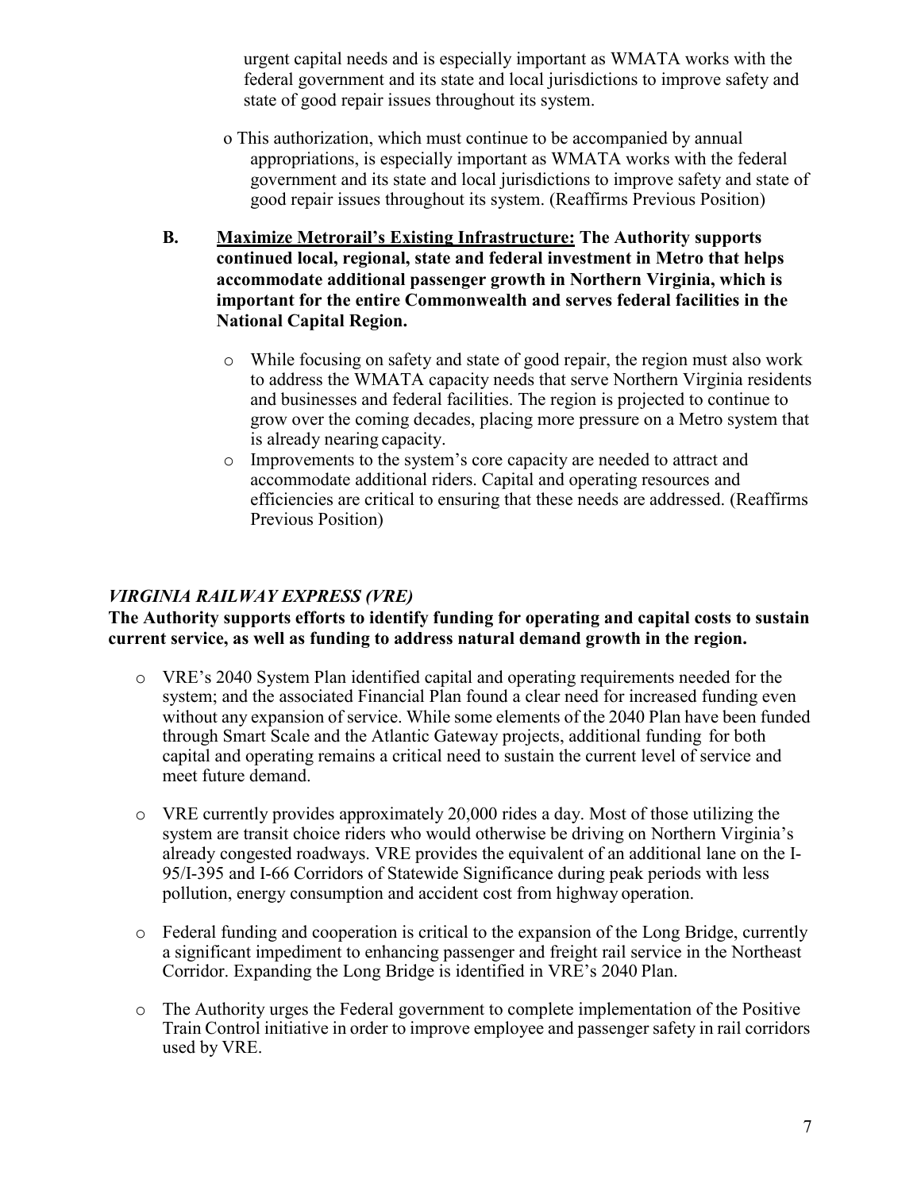urgent capital needs and is especially important as WMATA works with the federal government and its state and local jurisdictions to improve safety and state of good repair issues throughout its system.

- This authorization, which must continue to be accompanied by annual appropriations, is especially important as WMATA works with the federal government and its state and local jurisdictions to improve safety and state of good repair issues throughout its system. (Reaffirms Previous Position)

**B. <u>Maximize Metrorail's Existing Infrastructure:</u> The Authority supports continued local, regional, state and federal investment in Metro that helps accommodate additional passenger growth in Northern Virginia, which is important for the entire Commonwealth and serves federal facilities in the National Capital Region.**

- While focusing on safety and state of good repair, the region must also work to address the WMATA capacity needs that serve Northern Virginia residents and businesses and federal facilities. The region is projected to continue to grow over the coming decades, placing more pressure on a Metro system that is already nearing capacity.
- Improvements to the system's core capacity are needed to attract and accommodate additional riders. Capital and operating resources and efficiencies are critical to ensuring that these needs are addressed. (Reaffirms Previous Position)

## *VIRGINIA RAILWAY EXPRESS (VRE)*

**The Authority supports efforts to identify funding for operating and capital costs to sustain current service, as well as funding to address natural demand growth in the region.**

- VRE's 2040 System Plan identified capital and operating requirements needed for the system; and the associated Financial Plan found a clear need for increased funding even without any expansion of service. While some elements of the 2040 Plan have been funded through Smart Scale and the Atlantic Gateway projects, additional funding for both capital and operating remains a critical need to sustain the current level of service and meet future demand.

- VRE currently provides approximately 20,000 rides a day. Most of those utilizing the system are transit choice riders who would otherwise be driving on Northern Virginia's already congested roadways. VRE provides the equivalent of an additional lane on the I-95/I-395 and I-66 Corridors of Statewide Significance during peak periods with less pollution, energy consumption and accident cost from highway operation.

- Federal funding and cooperation is critical to the expansion of the Long Bridge, currently a significant impediment to enhancing passenger and freight rail service in the Northeast Corridor. Expanding the Long Bridge is identified in VRE's 2040 Plan.

- The Authority urges the Federal government to complete implementation of the Positive Train Control initiative in order to improve employee and passenger safety in rail corridors used by VRE.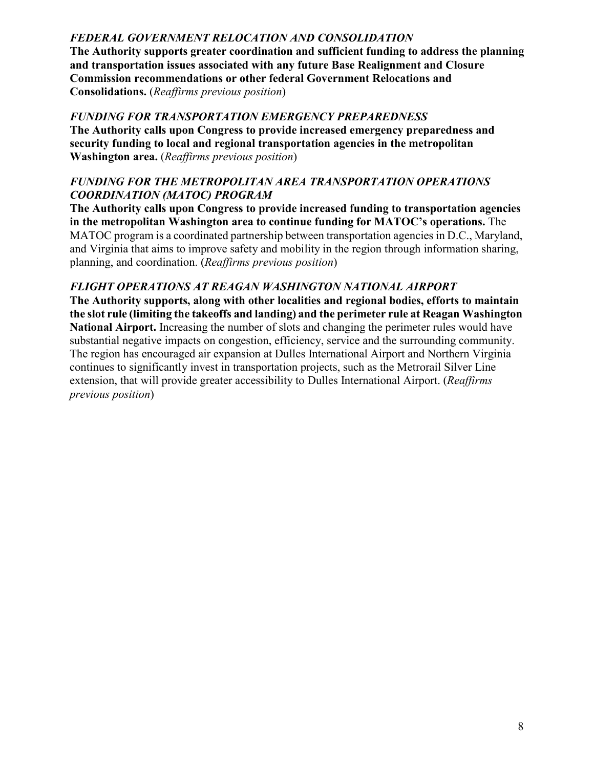### *FEDERAL GOVERNMENT RELOCATION AND CONSOLIDATION*

**The Authority supports greater coordination and sufficient funding to address the planning and transportation issues associated with any future Base Realignment and Closure Commission recommendations or other federal Government Relocations and Consolidations.** (*Reaffirms previous position*)

### *FUNDING FOR TRANSPORTATION EMERGENCY PREPAREDNESS*

**The Authority calls upon Congress to provide increased emergency preparedness and security funding to local and regional transportation agencies in the metropolitan Washington area.** (*Reaffirms previous position*)

### *FUNDING FOR THE METROPOLITAN AREA TRANSPORTATION OPERATIONS COORDINATION (MATOC) PROGRAM*

**The Authority calls upon Congress to provide increased funding to transportation agencies in the metropolitan Washington area to continue funding for MATOC's operations.** The MATOC program is a coordinated partnership between transportation agencies in D.C., Maryland, and Virginia that aims to improve safety and mobility in the region through information sharing, planning, and coordination. (*Reaffirms previous position*)

### *FLIGHT OPERATIONS AT REAGAN WASHINGTON NATIONAL AIRPORT*

**The Authority supports, along with other localities and regional bodies, efforts to maintain the slot rule (limiting the takeoffs and landing) and the perimeter rule at Reagan Washington National Airport.** Increasing the number of slots and changing the perimeter rules would have substantial negative impacts on congestion, efficiency, service and the surrounding community. The region has encouraged air expansion at Dulles International Airport and Northern Virginia continues to significantly invest in transportation projects, such as the Metrorail Silver Line extension, that will provide greater accessibility to Dulles International Airport. (*Reaffirms previous position*)